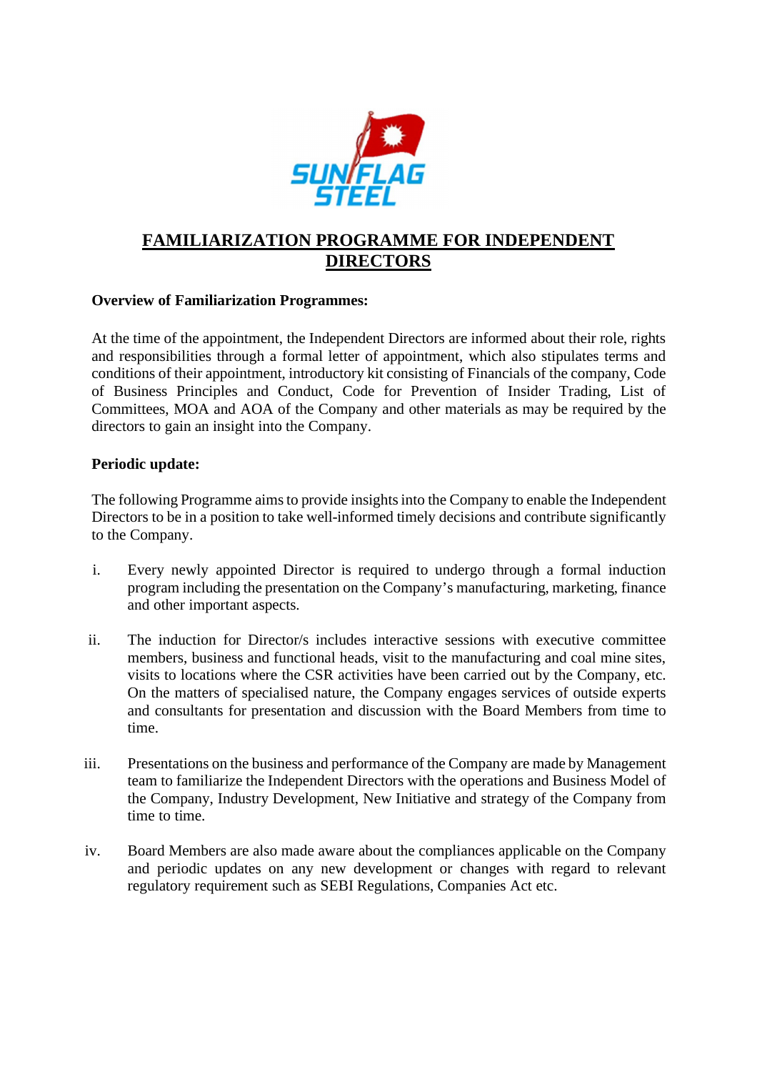# FAMILIARIZATION PROGRAMME FOR INDEPENDENT DIRECTORS

**Overview of Familiarization Programmes:**

At the time of the appointment, the Independent Directors are informed about their role, rights and responsibilities through a formal letter of appointment, which also stipulates terms and conditions of their appointment, introductory kit consisting of Financials of the company, Code of Business Principles and Conduct, Code for Prevention of Insider Trading, List of Committees, MOA and AOA of the Company and other materials as may be required by the directors to gain an insight into the Company.

**Periodic update:**

The following Programme aims to provide insights into the Company to enable the Independent Directors to be in a position to take well-informed timely decisions and contribute significantly to the Company.

i. Every newly appointed Director is required to undergo through a formal induction program including the presentation on the Company's manufacturing, marketing, finance and other important aspects.

ii. The induction for Director/s includes interactive sessions with executive committee members, business and functional heads, visit to the manufacturing and coal mine sites, visits to locations where the CSR activities have been carried out by the Company, etc. On the matters of specialised nature, the Company engages services of outside experts and consultants for presentation and discussion with the Board Members from time to time.

iii. Presentations on the business and performance of the Company are made by Management team to familiarize the Independent Directors with the operations and Business Model of the Company, Industry Development, New Initiative and strategy of the Company from time to time.

iv. Board Members are also made aware about the compliances applicable on the Company and periodic updates on any new development or changes with regard to relevant regulatory requirement such as SEBI Regulations, Companies Act etc.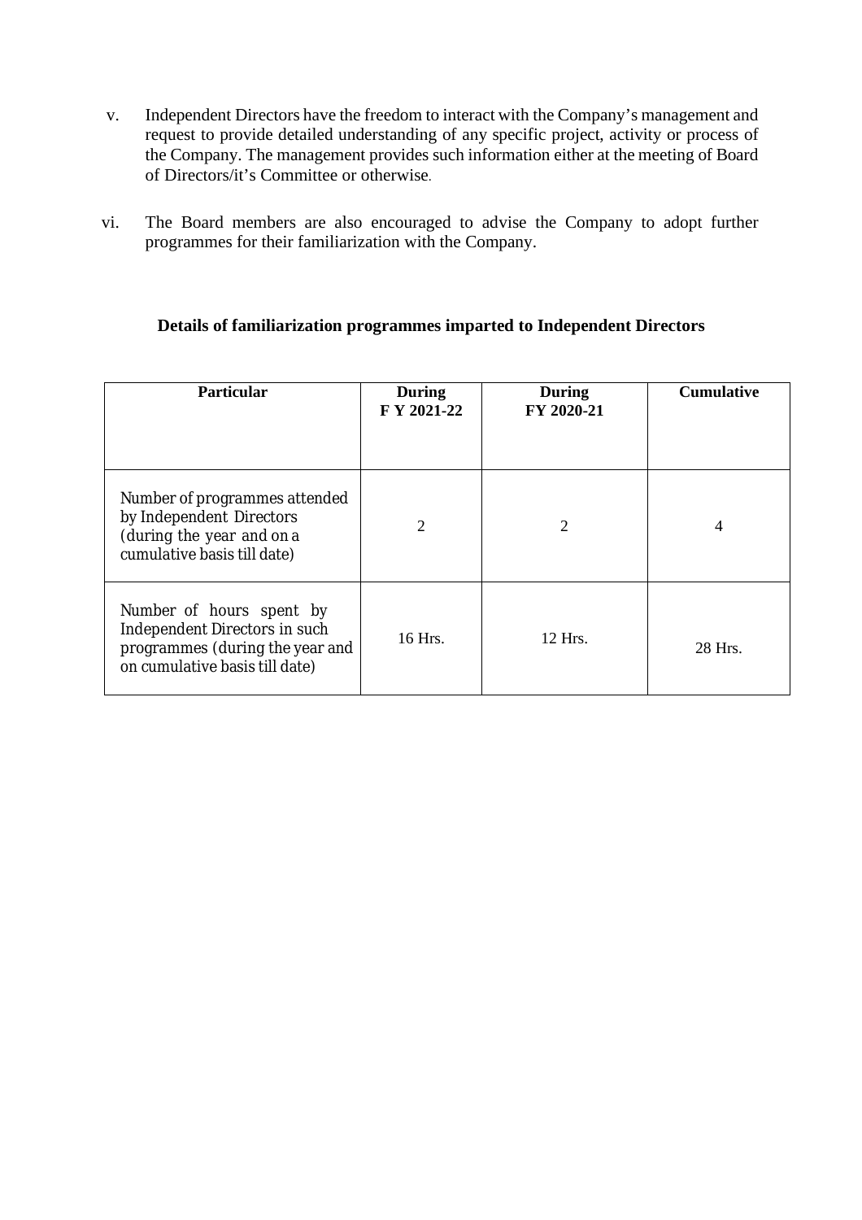v. Independent Directors have the freedom to interact with the Company's management and request to provide detailed understanding of any specific project, activity or process of the Company. The management provides such information either at the meeting of Board of Directors/it's Committee or otherwise.

vi. The Board members are also encouraged to advise the Company to adopt further programmes for their familiarization with the Company.

**Details of familiarization programmes imparted to Independent Directors**

| Particular | During F Y 2021-22 | During FY 2020-21 | Cumulative |
|---|---|---|---|
| Number of programmes attended by Independent Directors (during the year and on a cumulative basis till date) | 2 | 2 | 4 |
| Number of hours spent by Independent Directors in such programmes (during the year and on cumulative basis till date) | 16 Hrs. | 12 Hrs. | 28 Hrs. |